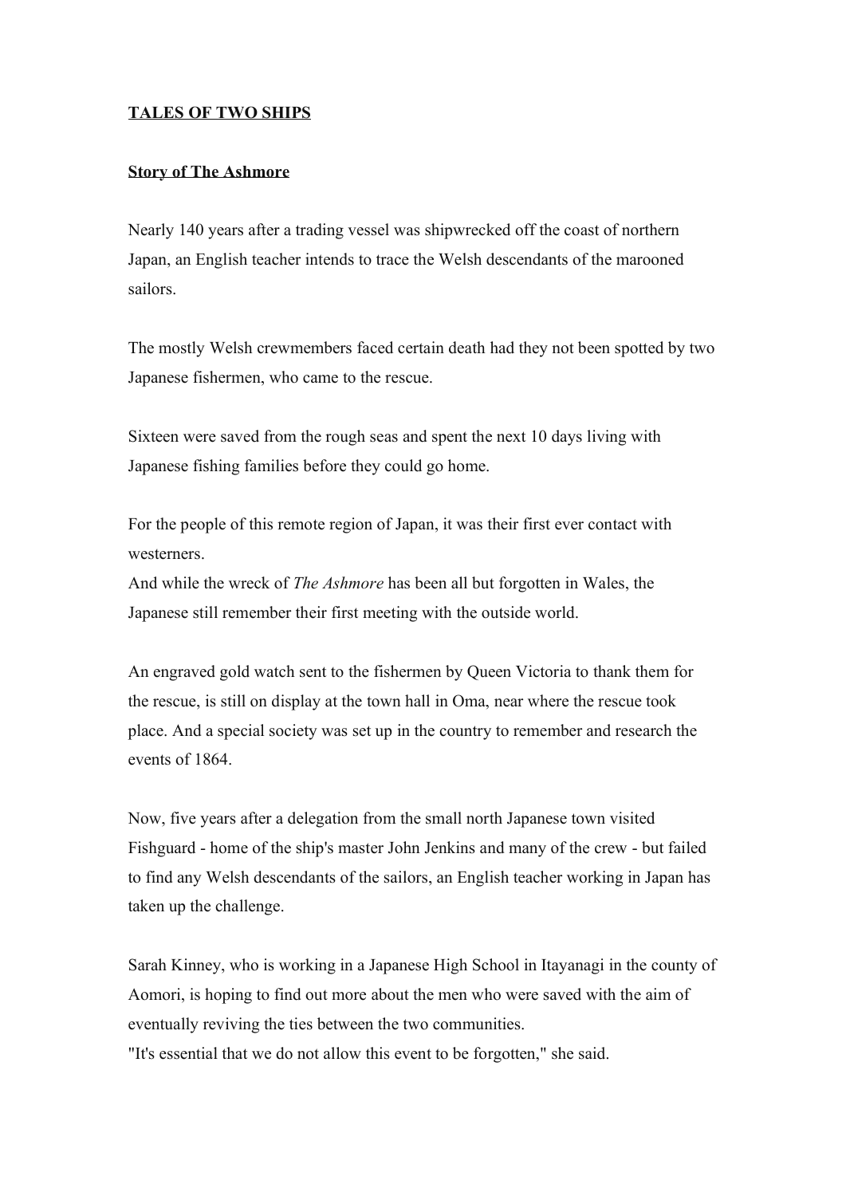**<u>TALES OF TWO SHIPS</u>**

**<u>Story of The Ashmore</u>**

Nearly 140 years after a trading vessel was shipwrecked off the coast of northern Japan, an English teacher intends to trace the Welsh descendants of the marooned sailors.

The mostly Welsh crewmembers faced certain death had they not been spotted by two Japanese fishermen, who came to the rescue.

Sixteen were saved from the rough seas and spent the next 10 days living with Japanese fishing families before they could go home.

For the people of this remote region of Japan, it was their first ever contact with westerners.
And while the wreck of *The Ashmore* has been all but forgotten in Wales, the Japanese still remember their first meeting with the outside world.

An engraved gold watch sent to the fishermen by Queen Victoria to thank them for the rescue, is still on display at the town hall in Oma, near where the rescue took place. And a special society was set up in the country to remember and research the events of 1864.

Now, five years after a delegation from the small north Japanese town visited Fishguard - home of the ship's master John Jenkins and many of the crew - but failed to find any Welsh descendants of the sailors, an English teacher working in Japan has taken up the challenge.

Sarah Kinney, who is working in a Japanese High School in Itayanagi in the county of Aomori, is hoping to find out more about the men who were saved with the aim of eventually reviving the ties between the two communities.
"It's essential that we do not allow this event to be forgotten," she said.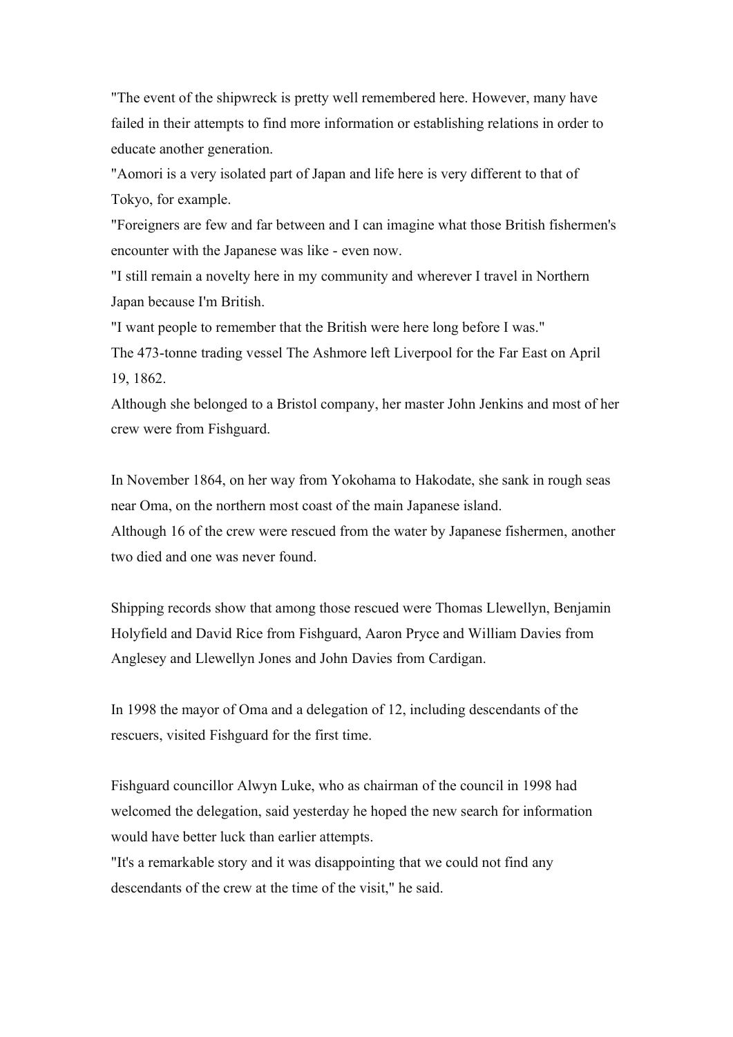"The event of the shipwreck is pretty well remembered here. However, many have failed in their attempts to find more information or establishing relations in order to educate another generation.

"Aomori is a very isolated part of Japan and life here is very different to that of Tokyo, for example.

"Foreigners are few and far between and I can imagine what those British fishermen's encounter with the Japanese was like - even now.

"I still remain a novelty here in my community and wherever I travel in Northern Japan because I'm British.

"I want people to remember that the British were here long before I was."

The 473-tonne trading vessel The Ashmore left Liverpool for the Far East on April 19, 1862.

Although she belonged to a Bristol company, her master John Jenkins and most of her crew were from Fishguard.

In November 1864, on her way from Yokohama to Hakodate, she sank in rough seas near Oma, on the northern most coast of the main Japanese island.

Although 16 of the crew were rescued from the water by Japanese fishermen, another two died and one was never found.

Shipping records show that among those rescued were Thomas Llewellyn, Benjamin Holyfield and David Rice from Fishguard, Aaron Pryce and William Davies from Anglesey and Llewellyn Jones and John Davies from Cardigan.

In 1998 the mayor of Oma and a delegation of 12, including descendants of the rescuers, visited Fishguard for the first time.

Fishguard councillor Alwyn Luke, who as chairman of the council in 1998 had welcomed the delegation, said yesterday he hoped the new search for information would have better luck than earlier attempts.

"It's a remarkable story and it was disappointing that we could not find any descendants of the crew at the time of the visit," he said.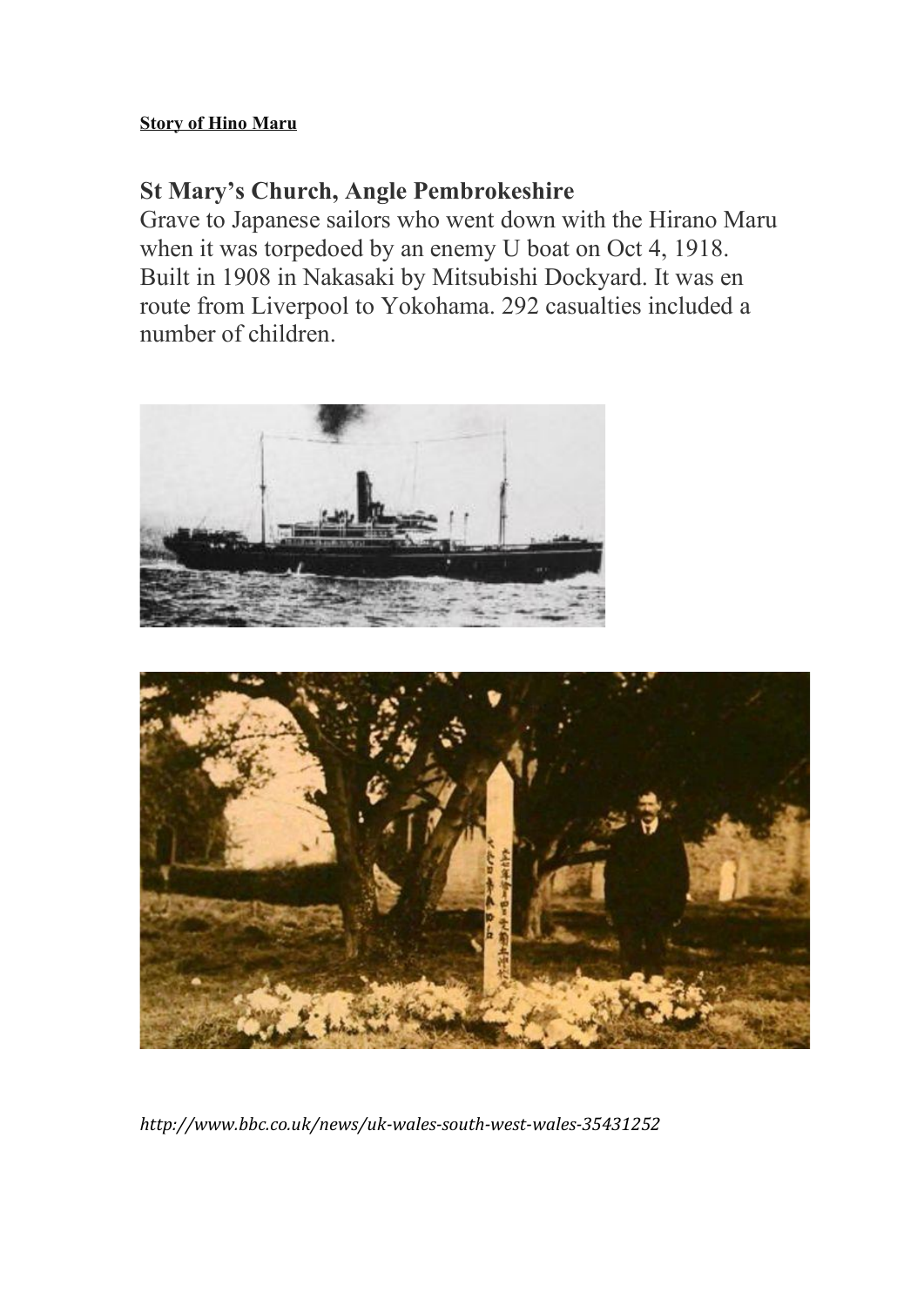**Story of Hino Maru**

## St Mary's Church, Angle Pembrokeshire

Grave to Japanese sailors who went down with the Hirano Maru when it was torpedoed by an enemy U boat on Oct 4, 1918. Built in 1908 in Nakasaki by Mitsubishi Dockyard. It was en route from Liverpool to Yokohama. 292 casualties included a number of children.

*http://www.bbc.co.uk/news/uk-wales-south-west-wales-35431252*